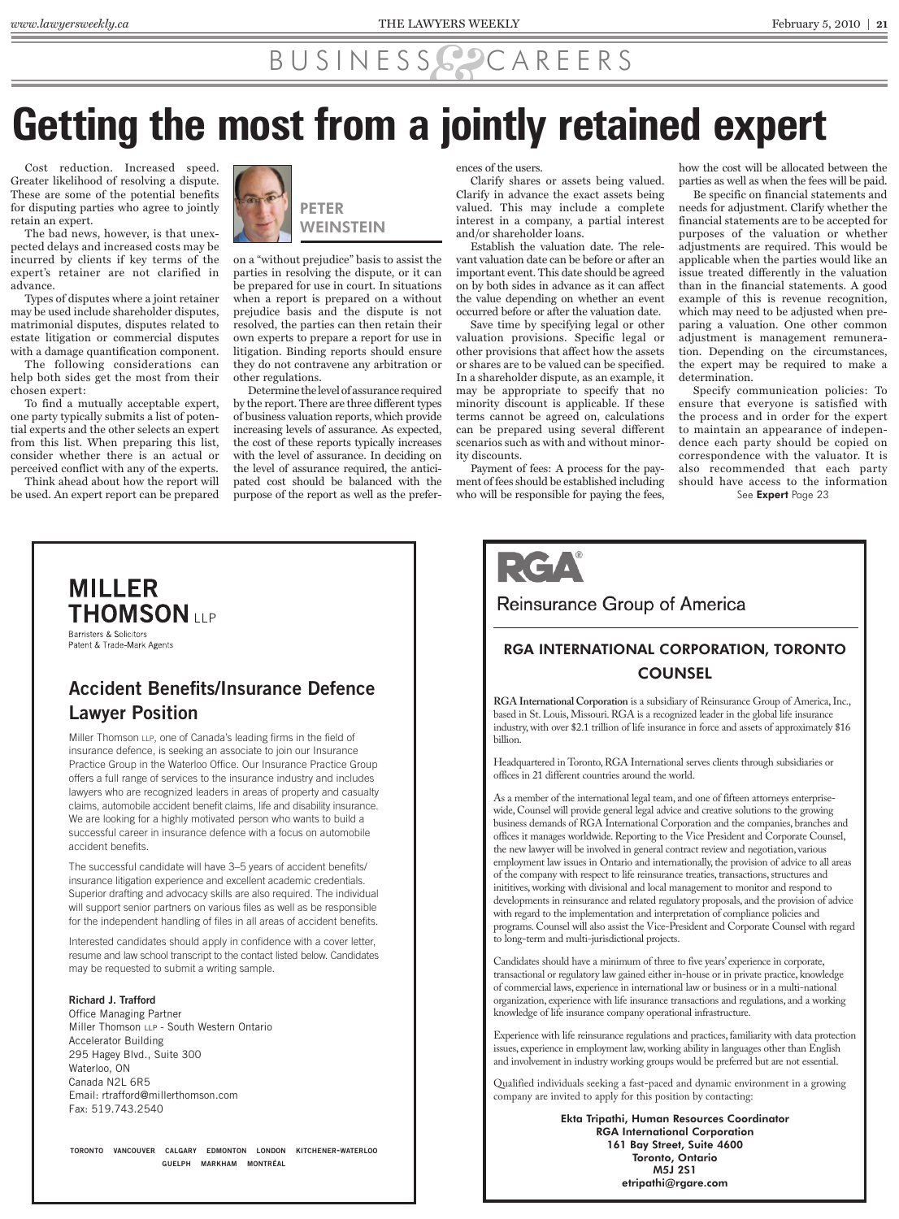BUSINESS & CAREERS

# Getting the most from a jointly retained expert

**PETER WEINSTEIN**

Cost reduction. Increased speed. Greater likelihood of resolving a dispute. These are some of the potential benefits for disputing parties who agree to jointly retain an expert.

The bad news, however, is that unexpected delays and increased costs may be incurred by clients if key terms of the expert's retainer are not clarified in advance.

Types of disputes where a joint retainer may be used include shareholder disputes, matrimonial disputes, disputes related to estate litigation or commercial disputes with a damage quantification component.

The following considerations can help both sides get the most from their chosen expert:

To find a mutually acceptable expert, one party typically submits a list of potential experts and the other selects an expert from this list. When preparing this list, consider whether there is an actual or perceived conflict with any of the experts.

Think ahead about how the report will be used. An expert report can be prepared on a "without prejudice" basis to assist the parties in resolving the dispute, or it can be prepared for use in court. In situations when a report is prepared on a without prejudice basis and the dispute is not resolved, the parties can then retain their own experts to prepare a report for use in litigation. Binding reports should ensure they do not contravene any arbitration or other regulations.

Determine the level of assurance required by the report. There are three different types of business valuation reports, which provide increasing levels of assurance. As expected, the cost of these reports typically increases with the level of assurance. In deciding on the level of assurance required, the anticipated cost should be balanced with the purpose of the report as well as the preferences of the users.

Clarify shares or assets being valued. Clarify in advance the exact assets being valued. This may include a complete interest in a company, a partial interest and/or shareholder loans.

Establish the valuation date. The relevant valuation date can be before or after an important event. This date should be agreed on by both sides in advance as it can affect the value depending on whether an event occurred before or after the valuation date.

Save time by specifying legal or other valuation provisions. Specific legal or other provisions that affect how the assets or shares are to be valued can be specified. In a shareholder dispute, as an example, it may be appropriate to specify that no minority discount is applicable. If these terms cannot be agreed on, calculations can be prepared using several different scenarios such as with and without minority discounts.

Payment of fees: A process for the payment of fees should be established including who will be responsible for paying the fees, how the cost will be allocated between the parties as well as when the fees will be paid.

Be specific on financial statements and needs for adjustment. Clarify whether the financial statements are to be accepted for purposes of the valuation or whether adjustments are required. This would be applicable when the parties would like an issue treated differently in the valuation than in the financial statements. A good example of this is revenue recognition, which may need to be adjusted when preparing a valuation. One other common adjustment is management remuneration. Depending on the circumstances, the expert may be required to make a determination.

Specify communication policies: To ensure that everyone is satisfied with the process and in order for the expert to maintain an appearance of independence each party should be copied on correspondence with the valuator. It is also recommended that each party should have access to the information

See **Expert** Page 23

---

**MILLER THOMSON LLP**
Barristers & Solicitors
Patent & Trade-Mark Agents

## Accident Benefits/Insurance Defence Lawyer Position

Miller Thomson LLP, one of Canada's leading firms in the field of insurance defence, is seeking an associate to join our Insurance Practice Group in the Waterloo Office. Our Insurance Practice Group offers a full range of services to the insurance industry and includes lawyers who are recognized leaders in areas of property and casualty claims, automobile accident benefit claims, life and disability insurance. We are looking for a highly motivated person who wants to build a successful career in insurance defence with a focus on automobile accident benefits.

The successful candidate will have 3–5 years of accident benefits/insurance litigation experience and excellent academic credentials. Superior drafting and advocacy skills are also required. The individual will support senior partners on various files as well as be responsible for the independent handling of files in all areas of accident benefits.

Interested candidates should apply in confidence with a cover letter, resume and law school transcript to the contact listed below. Candidates may be requested to submit a writing sample.

**Richard J. Trafford**
Office Managing Partner
Miller Thomson LLP - South Western Ontario
Accelerator Building
295 Hagey Blvd., Suite 300
Waterloo, ON
Canada N2L 6R5
Email: rtrafford@millerthomson.com
Fax: 519.743.2540

TORONTO VANCOUVER CALGARY EDMONTON LONDON KITCHENER-WATERLOO GUELPH MARKHAM MONTRÉAL

---

**RGA®**
Reinsurance Group of America

## RGA INTERNATIONAL CORPORATION, TORONTO COUNSEL

**RGA International Corporation** is a subsidiary of Reinsurance Group of America, Inc., based in St. Louis, Missouri. RGA is a recognized leader in the global life insurance industry, with over $2.1 trillion of life insurance in force and assets of approximately $16 billion.

Headquartered in Toronto, RGA International serves clients through subsidiaries or offices in 21 different countries around the world.

As a member of the international legal team, and one of fifteen attorneys enterprise-wide, Counsel will provide general legal advice and creative solutions to the growing business demands of RGA International Corporation and the companies, branches and offices it manages worldwide. Reporting to the Vice President and Corporate Counsel, the new lawyer will be involved in general contract review and negotiation, various employment law issues in Ontario and internationally, the provision of advice to all areas of the company with respect to life reinsurance treaties, transactions, structures and inititives, working with divisional and local management to monitor and respond to developments in reinsurance and related regulatory proposals, and the provision of advice with regard to the implementation and interpretation of compliance policies and programs. Counsel will also assist the Vice-President and Corporate Counsel with regard to long-term and multi-jurisdictional projects.

Candidates should have a minimum of three to five years' experience in corporate, transactional or regulatory law gained either in-house or in private practice, knowledge of commercial laws, experience in international law or business or in a multi-national organization, experience with life insurance transactions and regulations, and a working knowledge of life insurance company operational infrastructure.

Experience with life reinsurance regulations and practices, familiarity with data protection issues, experience in employment law, working ability in languages other than English and involvement in industry working groups would be preferred but are not essential.

Qualified individuals seeking a fast-paced and dynamic environment in a growing company are invited to apply for this position by contacting:

**Ekta Tripathi, Human Resources Coordinator**
**RGA International Corporation**
**161 Bay Street, Suite 4600**
**Toronto, Ontario**
**M5J 2S1**
**etripathi@rgare.com**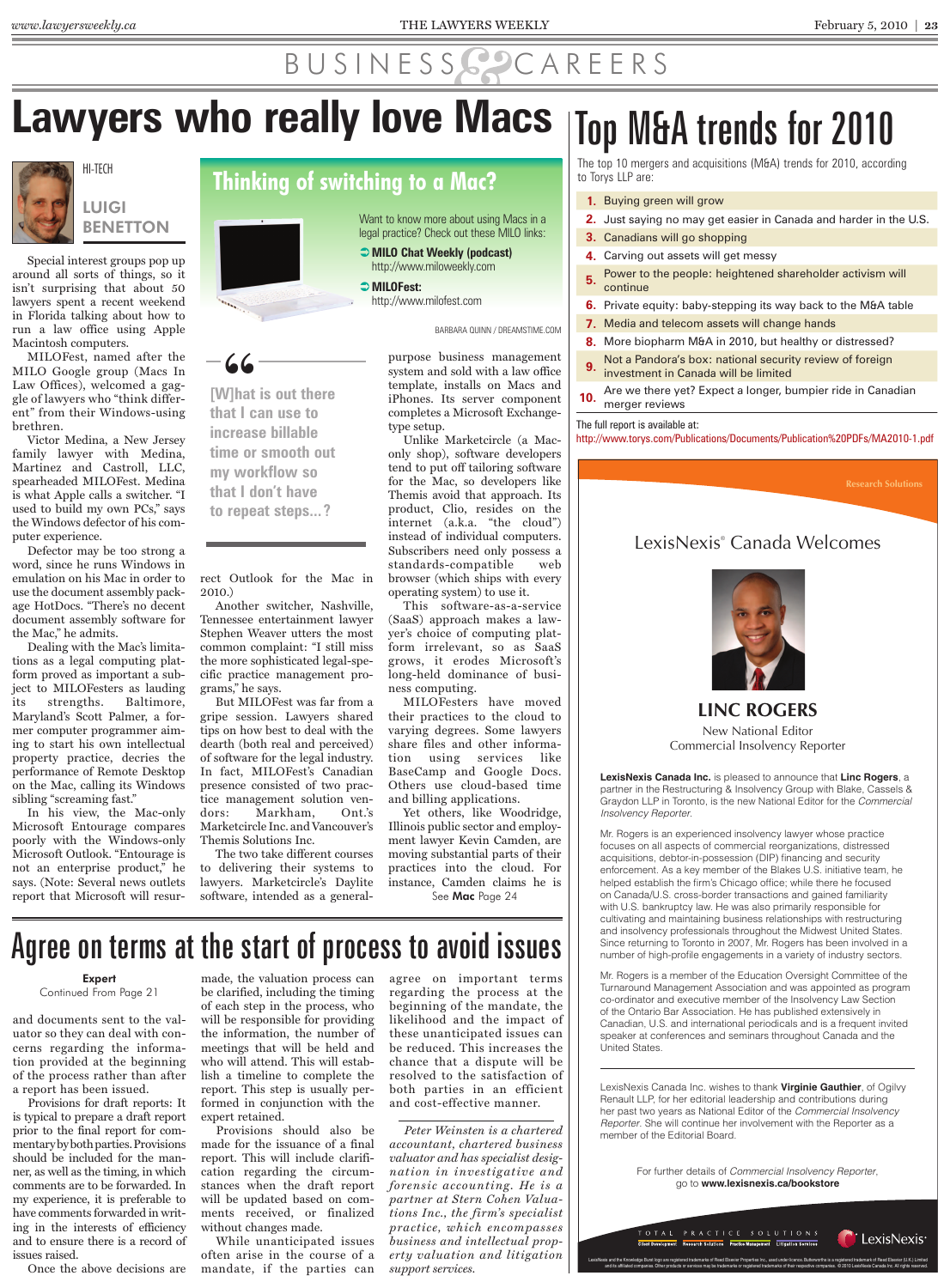# BUSINESS & CAREERS

# Lawyers who really love Macs

HI-TECH

**LUIGI BENETTON**

Special interest groups pop up around all sorts of things, so it isn't surprising that about 50 lawyers spent a recent weekend in Florida talking about how to run a law office using Apple Macintosh computers.

MILOFest, named after the MILO Google group (Macs In Law Offices), welcomed a gaggle of lawyers who "think different" from their Windows-using brethren.

Victor Medina, a New Jersey family lawyer with Medina, Martinez and Castroll, LLC, spearheaded MILOFest. Medina is what Apple calls a switcher. "I used to build my own PCs," says the Windows defector of his computer experience.

Defector may be too strong a word, since he runs Windows in emulation on his Mac in order to use the document assembly package HotDocs. "There's no decent document assembly software for the Mac," he admits.

Dealing with the Mac's limitations as a legal computing platform proved as important a subject to MILOFesters as lauding its strengths. Baltimore, Maryland's Scott Palmer, a former computer programmer aiming to start his own intellectual property practice, decries the performance of Remote Desktop on the Mac, calling its Windows sibling "screaming fast."

In his view, the Mac-only Microsoft Entourage compares poorly with the Windows-only Microsoft Outlook. "Entourage is not an enterprise product," he says. (Note: Several news outlets report that Microsoft will resurrect Outlook for the Mac in 2010.)

Another switcher, Nashville, Tennessee entertainment lawyer Stephen Weaver utters the most common complaint: "I still miss the more sophisticated legal-specific practice management programs," he says.

But MILOFest was far from a gripe session. Lawyers shared tips on how best to deal with the dearth (both real and perceived) of software for the legal industry. In fact, MILOFest's Canadian presence consisted of two practice management solution vendors: Markham, Ont.'s Marketcircle Inc. and Vancouver's Themis Solutions Inc.

The two take different courses to delivering their systems to lawyers. Marketcircle's Daylite software, intended as a general-purpose business management system and sold with a law office template, installs on Macs and iPhones. Its server component completes a Microsoft Exchange-type setup.

Unlike Marketcircle (a Mac-only shop), software developers tend to put off tailoring software for the Mac, so developers like Themis avoid that approach. Its product, Clio, resides on the internet (a.k.a. "the cloud") instead of individual computers. Subscribers need only possess a standards-compatible web browser (which ships with every operating system) to use it.

This software-as-a-service (SaaS) approach makes a lawyer's choice of computing platform irrelevant, so as SaaS grows, it erodes Microsoft's long-held dominance of business computing.

MILOFesters have moved their practices to the cloud to varying degrees. Some lawyers share files and other information using services like BaseCamp and Google Docs. Others use cloud-based time and billing applications.

Yet others, like Woodridge, Illinois public sector and employment lawyer Kevin Camden, are moving substantial parts of their practices into the cloud. For instance, Camden claims he is

See **Mac** Page 24

> "[W]hat is out there that I can use to increase billable time or smooth out my workflow so that I don't have to repeat steps...?"

## Thinking of switching to a Mac?

Want to know more about using Macs in a legal practice? Check out these MILO links:

- **MILO Chat Weekly (podcast)** http://www.miloweekly.com
- **MILOFest:** http://www.milofest.com

BARBARA QUINN / DREAMSTIME.COM

# Top M&A trends for 2010

The top 10 mergers and acquisitions (M&A) trends for 2010, according to Torys LLP are:

1. Buying green will grow
2. Just saying no may get easier in Canada and harder in the U.S.
3. Canadians will go shopping
4. Carving out assets will get messy
5. Power to the people: heightened shareholder activism will continue
6. Private equity: baby-stepping its way back to the M&A table
7. Media and telecom assets will change hands
8. More biopharm M&A in 2010, but healthy or distressed?
9. Not a Pandora's box: national security review of foreign investment in Canada will be limited
10. Are we there yet? Expect a longer, bumpier ride in Canadian merger reviews

The full report is available at:
http://www.torys.com/Publications/Documents/Publication%20PDFs/MA2010-1.pdf

Research Solutions

LexisNexis® Canada Welcomes

**LINC ROGERS**

New National Editor
Commercial Insolvency Reporter

**LexisNexis Canada Inc.** is pleased to announce that **Linc Rogers**, a partner in the Restructuring & Insolvency Group with Blake, Cassels & Graydon LLP in Toronto, is the new National Editor for the *Commercial Insolvency Reporter.*

Mr. Rogers is an experienced insolvency lawyer whose practice focuses on all aspects of commercial reorganizations, distressed acquisitions, debtor-in-possession (DIP) financing and security enforcement. As a key member of the Blakes U.S. initiative team, he helped establish the firm's Chicago office; while there he focused on Canada/U.S. cross-border transactions and gained familiarity with U.S. bankruptcy law. He was also primarily responsible for cultivating and maintaining business relationships with restructuring and insolvency professionals throughout the Midwest United States. Since returning to Toronto in 2007, Mr. Rogers has been involved in a number of high-profile engagements in a variety of industry sectors.

Mr. Rogers is a member of the Education Oversight Committee of the Turnaround Management Association and was appointed as program co-ordinator and executive member of the Insolvency Law Section of the Ontario Bar Association. He has published extensively in Canadian, U.S. and international periodicals and is a frequent invited speaker at conferences and seminars throughout Canada and the United States.

LexisNexis Canada Inc. wishes to thank **Virginie Gauthier**, of Ogilvy Renault LLP, for her editorial leadership and contributions during her past two years as National Editor of the *Commercial Insolvency Reporter*. She will continue her involvement with the Reporter as a member of the Editorial Board.

For further details of *Commercial Insolvency Reporter*, go to **www.lexisnexis.ca/bookstore**

TOTAL PRACTICE SOLUTIONS — Client Development | Research Solutions | Practice Management | Litigation Services — LexisNexis®

LexisNexis and the Knowledge Burst logo are registered trademarks of Reed Elsevier Properties Inc., used under licence. Butterworths is a registered trademark of Reed Elsevier (U.K.) Limited and its affiliated companies. Other products or services may be trademarks or registered trademarks of their respective companies. © 2010 LexisNexis Canada Inc. All rights reserved.

# Agree on terms at the start of process to avoid issues

**Expert**
Continued From Page 21

and documents sent to the valuator so they can deal with concerns regarding the information provided at the beginning of the process rather than after a report has been issued.

Provisions for draft reports: It is typical to prepare a draft report prior to the final report for commentary by both parties. Provisions should be included for the manner, as well as the timing, in which comments are to be forwarded. In my experience, it is preferable to have comments forwarded in writing in the interests of efficiency and to ensure there is a record of issues raised.

Once the above decisions are made, the valuation process can be clarified, including the timing of each step in the process, who will be responsible for providing the information, the number of meetings that will be held and who will attend. This will establish a timeline to complete the report. This step is usually performed in conjunction with the expert retained.

Provisions should also be made for the issuance of a final report. This will include clarification regarding the circumstances when the draft report will be updated based on comments received, or finalized without changes made.

While unanticipated issues often arise in the course of a mandate, if the parties can agree on important terms regarding the process at the beginning of the mandate, the likelihood and the impact of these unanticipated issues can be reduced. This increases the chance that a dispute will be resolved to the satisfaction of both parties in an efficient and cost-effective manner.

*Peter Weinsten is a chartered accountant, chartered business valuator and has specialist designation in investigative and forensic accounting. He is a partner at Stern Cohen Valuations Inc., the firm's specialist practice, which encompasses business and intellectual property valuation and litigation support services.*